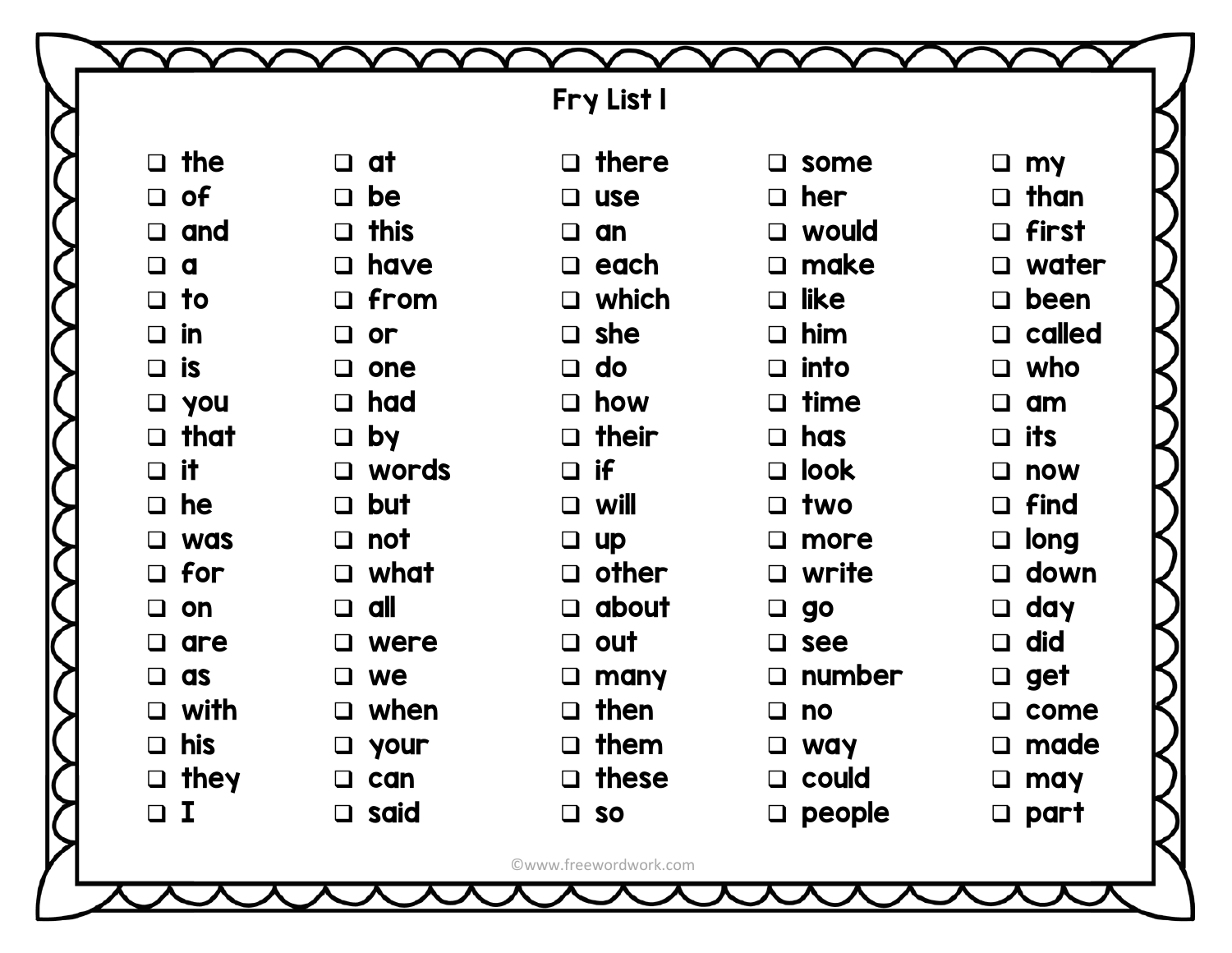# Fry List I

- [ ] the
- [ ] of
- [ ] and
- [ ] a
- [ ] to
- [ ] in
- [ ] is
- [ ] you
- [ ] that
- [ ] it
- [ ] he
- [ ] was
- [ ] for
- [ ] on
- [ ] are
- [ ] as
- [ ] with
- [ ] his
- [ ] they
- [ ] I
- [ ] at
- [ ] be
- [ ] this
- [ ] have
- [ ] from
- [ ] or
- [ ] one
- [ ] had
- [ ] by
- [ ] words
- [ ] but
- [ ] not
- [ ] what
- [ ] all
- [ ] were
- [ ] we
- [ ] when
- [ ] your
- [ ] can
- [ ] said
- [ ] there
- [ ] use
- [ ] an
- [ ] each
- [ ] which
- [ ] she
- [ ] do
- [ ] how
- [ ] their
- [ ] if
- [ ] will
- [ ] up
- [ ] other
- [ ] about
- [ ] out
- [ ] many
- [ ] then
- [ ] them
- [ ] these
- [ ] so
- [ ] some
- [ ] her
- [ ] would
- [ ] make
- [ ] like
- [ ] him
- [ ] into
- [ ] time
- [ ] has
- [ ] look
- [ ] two
- [ ] more
- [ ] write
- [ ] go
- [ ] see
- [ ] number
- [ ] no
- [ ] way
- [ ] could
- [ ] people
- [ ] my
- [ ] than
- [ ] first
- [ ] water
- [ ] been
- [ ] called
- [ ] who
- [ ] am
- [ ] its
- [ ] now
- [ ] find
- [ ] long
- [ ] down
- [ ] day
- [ ] did
- [ ] get
- [ ] come
- [ ] made
- [ ] may
- [ ] part

©www.freewordwork.com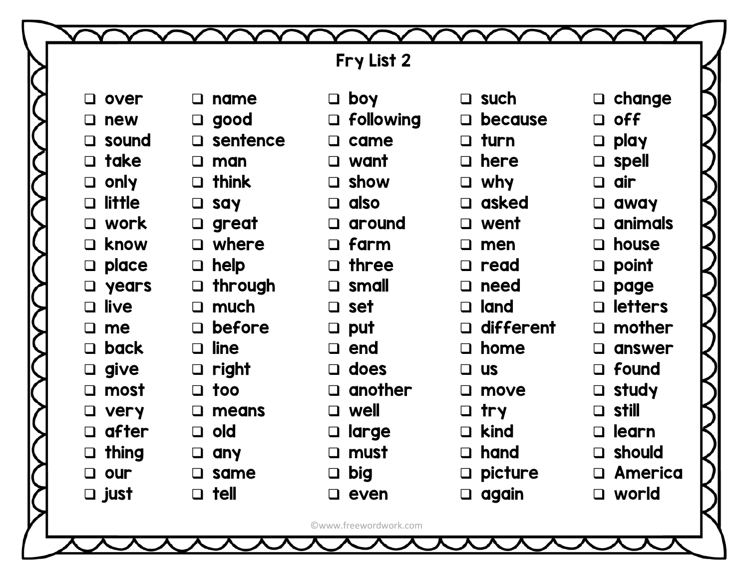# Fry List 2

- [ ] over
- [ ] new
- [ ] sound
- [ ] take
- [ ] only
- [ ] little
- [ ] work
- [ ] know
- [ ] place
- [ ] years
- [ ] live
- [ ] me
- [ ] back
- [ ] give
- [ ] most
- [ ] very
- [ ] after
- [ ] thing
- [ ] our
- [ ] just
- [ ] name
- [ ] good
- [ ] sentence
- [ ] man
- [ ] think
- [ ] say
- [ ] great
- [ ] where
- [ ] help
- [ ] through
- [ ] much
- [ ] before
- [ ] line
- [ ] right
- [ ] too
- [ ] means
- [ ] old
- [ ] any
- [ ] same
- [ ] tell
- [ ] boy
- [ ] following
- [ ] came
- [ ] want
- [ ] show
- [ ] also
- [ ] around
- [ ] farm
- [ ] three
- [ ] small
- [ ] set
- [ ] put
- [ ] end
- [ ] does
- [ ] another
- [ ] well
- [ ] large
- [ ] must
- [ ] big
- [ ] even
- [ ] such
- [ ] because
- [ ] turn
- [ ] here
- [ ] why
- [ ] asked
- [ ] went
- [ ] men
- [ ] read
- [ ] need
- [ ] land
- [ ] different
- [ ] home
- [ ] us
- [ ] move
- [ ] try
- [ ] kind
- [ ] hand
- [ ] picture
- [ ] again
- [ ] change
- [ ] off
- [ ] play
- [ ] spell
- [ ] air
- [ ] away
- [ ] animals
- [ ] house
- [ ] point
- [ ] page
- [ ] letters
- [ ] mother
- [ ] answer
- [ ] found
- [ ] study
- [ ] still
- [ ] learn
- [ ] should
- [ ] America
- [ ] world

©www.freewordwork.com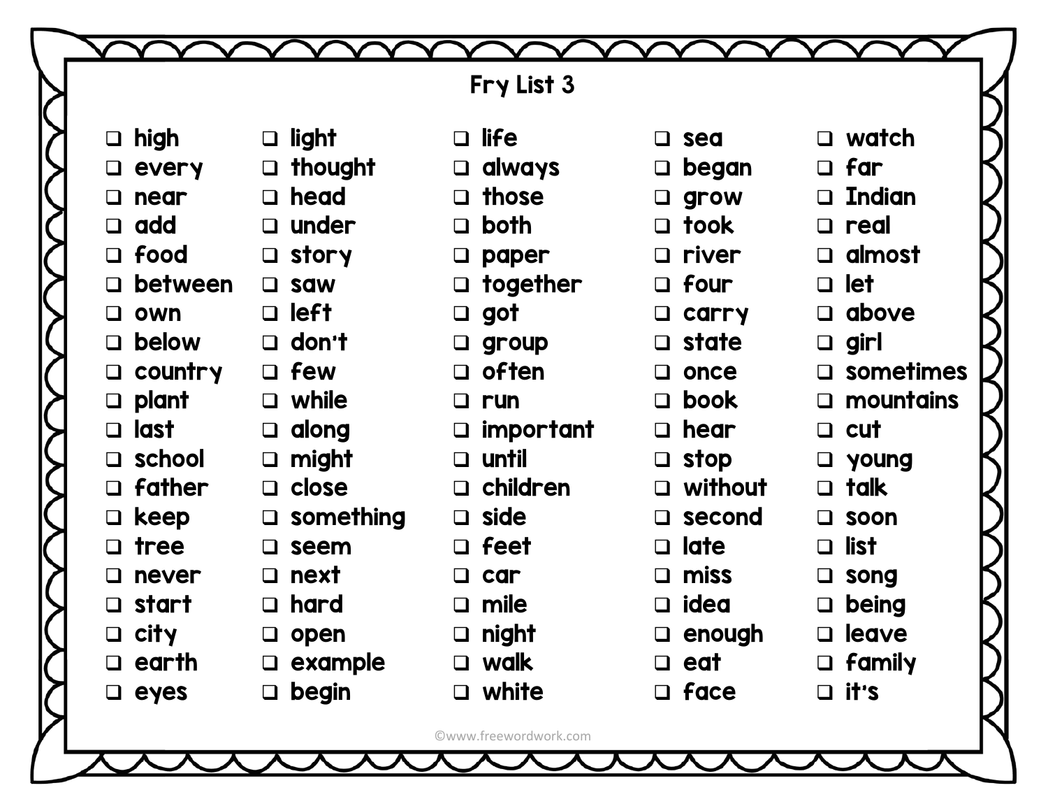# Fry List 3

- [ ] high
- [ ] every
- [ ] near
- [ ] add
- [ ] food
- [ ] between
- [ ] own
- [ ] below
- [ ] country
- [ ] plant
- [ ] last
- [ ] school
- [ ] father
- [ ] keep
- [ ] tree
- [ ] never
- [ ] start
- [ ] city
- [ ] earth
- [ ] eyes
- [ ] light
- [ ] thought
- [ ] head
- [ ] under
- [ ] story
- [ ] saw
- [ ] left
- [ ] don't
- [ ] few
- [ ] while
- [ ] along
- [ ] might
- [ ] close
- [ ] something
- [ ] seem
- [ ] next
- [ ] hard
- [ ] open
- [ ] example
- [ ] begin
- [ ] life
- [ ] always
- [ ] those
- [ ] both
- [ ] paper
- [ ] together
- [ ] got
- [ ] group
- [ ] often
- [ ] run
- [ ] important
- [ ] until
- [ ] children
- [ ] side
- [ ] feet
- [ ] car
- [ ] mile
- [ ] night
- [ ] walk
- [ ] white
- [ ] sea
- [ ] began
- [ ] grow
- [ ] took
- [ ] river
- [ ] four
- [ ] carry
- [ ] state
- [ ] once
- [ ] book
- [ ] hear
- [ ] stop
- [ ] without
- [ ] second
- [ ] late
- [ ] miss
- [ ] idea
- [ ] enough
- [ ] eat
- [ ] face
- [ ] watch
- [ ] far
- [ ] Indian
- [ ] real
- [ ] almost
- [ ] let
- [ ] above
- [ ] girl
- [ ] sometimes
- [ ] mountains
- [ ] cut
- [ ] young
- [ ] talk
- [ ] soon
- [ ] list
- [ ] song
- [ ] being
- [ ] leave
- [ ] family
- [ ] it's

©www.freewordwork.com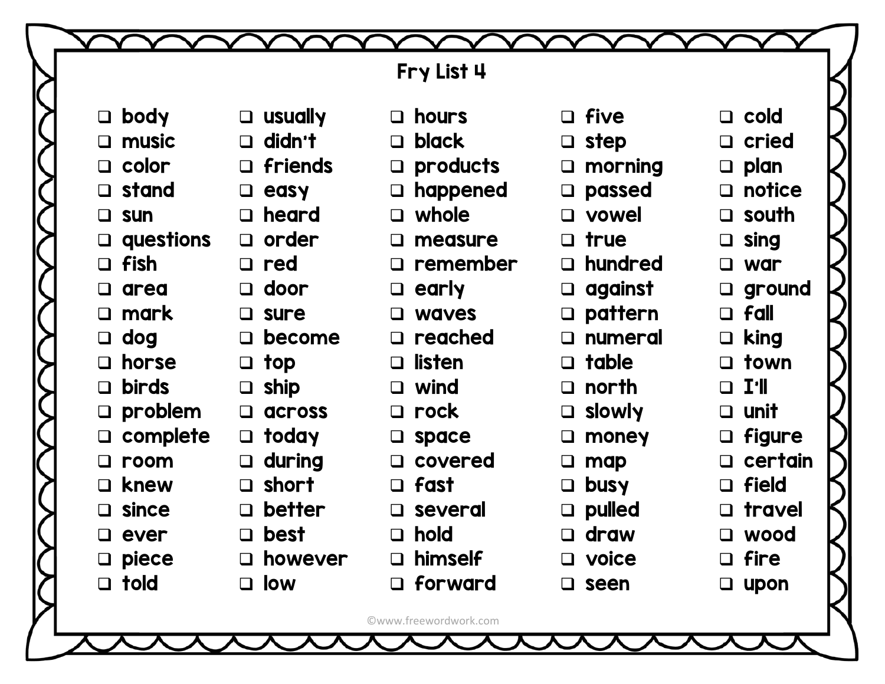# Fry List 4

- [ ] body
- [ ] music
- [ ] color
- [ ] stand
- [ ] sun
- [ ] questions
- [ ] fish
- [ ] area
- [ ] mark
- [ ] dog
- [ ] horse
- [ ] birds
- [ ] problem
- [ ] complete
- [ ] room
- [ ] knew
- [ ] since
- [ ] ever
- [ ] piece
- [ ] told
- [ ] usually
- [ ] didn't
- [ ] friends
- [ ] easy
- [ ] heard
- [ ] order
- [ ] red
- [ ] door
- [ ] sure
- [ ] become
- [ ] top
- [ ] ship
- [ ] across
- [ ] today
- [ ] during
- [ ] short
- [ ] better
- [ ] best
- [ ] however
- [ ] low
- [ ] hours
- [ ] black
- [ ] products
- [ ] happened
- [ ] whole
- [ ] measure
- [ ] remember
- [ ] early
- [ ] waves
- [ ] reached
- [ ] listen
- [ ] wind
- [ ] rock
- [ ] space
- [ ] covered
- [ ] fast
- [ ] several
- [ ] hold
- [ ] himself
- [ ] forward
- [ ] five
- [ ] step
- [ ] morning
- [ ] passed
- [ ] vowel
- [ ] true
- [ ] hundred
- [ ] against
- [ ] pattern
- [ ] numeral
- [ ] table
- [ ] north
- [ ] slowly
- [ ] money
- [ ] map
- [ ] busy
- [ ] pulled
- [ ] draw
- [ ] voice
- [ ] seen
- [ ] cold
- [ ] cried
- [ ] plan
- [ ] notice
- [ ] south
- [ ] sing
- [ ] war
- [ ] ground
- [ ] fall
- [ ] king
- [ ] town
- [ ] I'll
- [ ] unit
- [ ] figure
- [ ] certain
- [ ] field
- [ ] travel
- [ ] wood
- [ ] fire
- [ ] upon

©www.freewordwork.com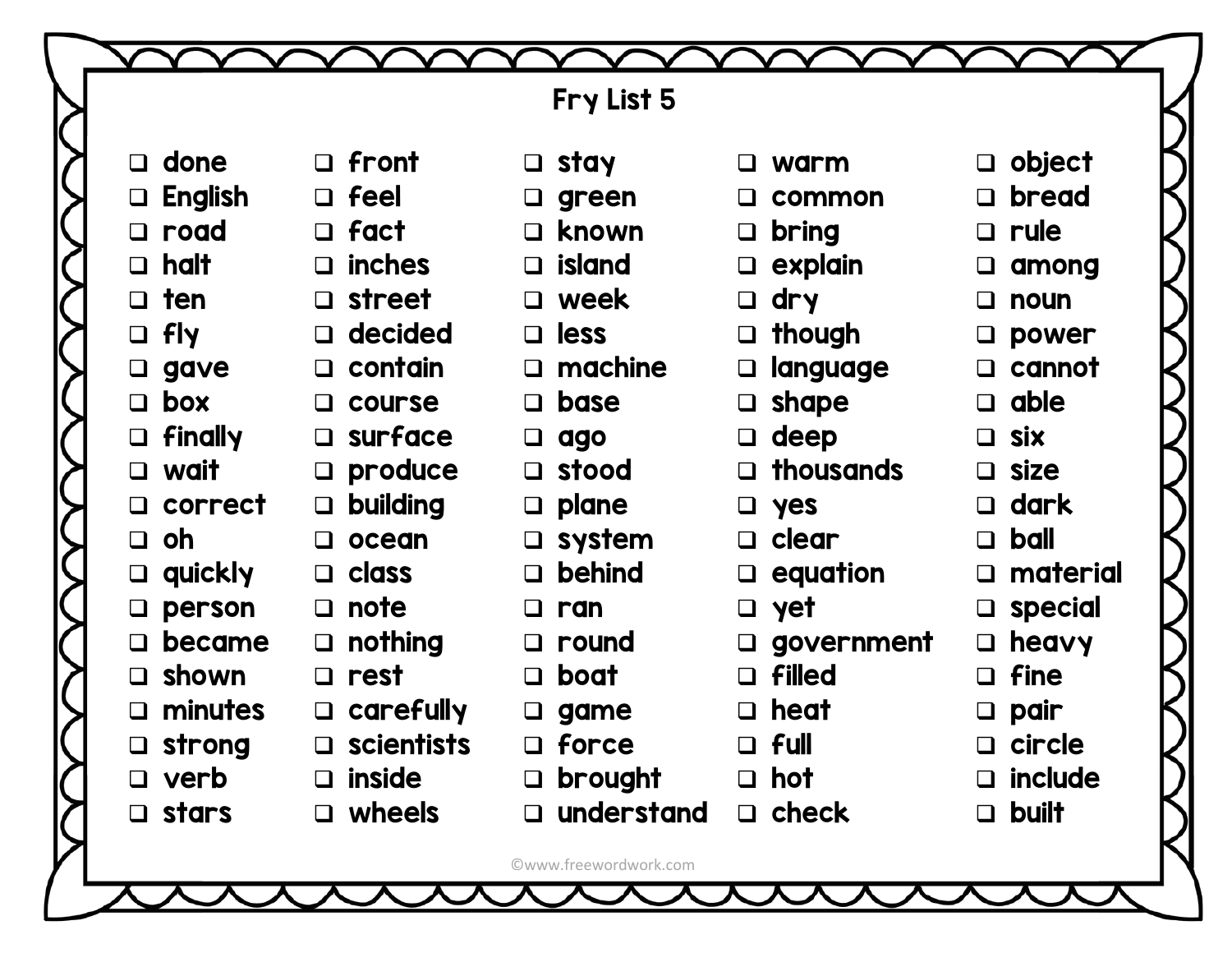# Fry List 5

- [ ] done
- [ ] English
- [ ] road
- [ ] halt
- [ ] ten
- [ ] fly
- [ ] gave
- [ ] box
- [ ] finally
- [ ] wait
- [ ] correct
- [ ] oh
- [ ] quickly
- [ ] person
- [ ] became
- [ ] shown
- [ ] minutes
- [ ] strong
- [ ] verb
- [ ] stars
- [ ] front
- [ ] feel
- [ ] fact
- [ ] inches
- [ ] street
- [ ] decided
- [ ] contain
- [ ] course
- [ ] surface
- [ ] produce
- [ ] building
- [ ] ocean
- [ ] class
- [ ] note
- [ ] nothing
- [ ] rest
- [ ] carefully
- [ ] scientists
- [ ] inside
- [ ] wheels
- [ ] stay
- [ ] green
- [ ] known
- [ ] island
- [ ] week
- [ ] less
- [ ] machine
- [ ] base
- [ ] ago
- [ ] stood
- [ ] plane
- [ ] system
- [ ] behind
- [ ] ran
- [ ] round
- [ ] boat
- [ ] game
- [ ] force
- [ ] brought
- [ ] understand
- [ ] warm
- [ ] common
- [ ] bring
- [ ] explain
- [ ] dry
- [ ] though
- [ ] language
- [ ] shape
- [ ] deep
- [ ] thousands
- [ ] yes
- [ ] clear
- [ ] equation
- [ ] yet
- [ ] government
- [ ] filled
- [ ] heat
- [ ] full
- [ ] hot
- [ ] check
- [ ] object
- [ ] bread
- [ ] rule
- [ ] among
- [ ] noun
- [ ] power
- [ ] cannot
- [ ] able
- [ ] six
- [ ] size
- [ ] dark
- [ ] ball
- [ ] material
- [ ] special
- [ ] heavy
- [ ] fine
- [ ] pair
- [ ] circle
- [ ] include
- [ ] built

©www.freewordwork.com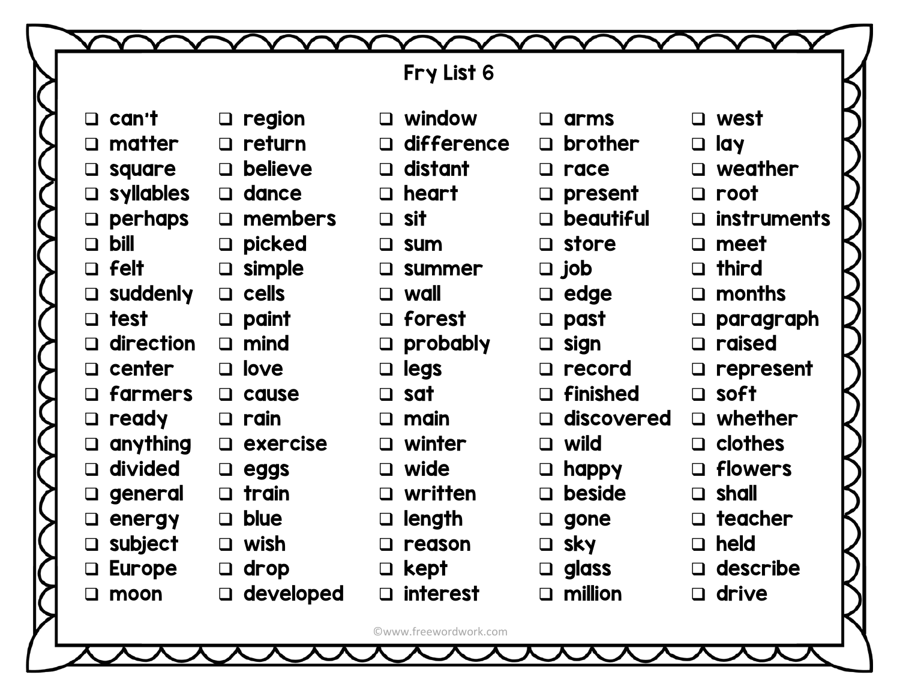# Fry List 6

- [ ] can't
- [ ] matter
- [ ] square
- [ ] syllables
- [ ] perhaps
- [ ] bill
- [ ] felt
- [ ] suddenly
- [ ] test
- [ ] direction
- [ ] center
- [ ] farmers
- [ ] ready
- [ ] anything
- [ ] divided
- [ ] general
- [ ] energy
- [ ] subject
- [ ] Europe
- [ ] moon
- [ ] region
- [ ] return
- [ ] believe
- [ ] dance
- [ ] members
- [ ] picked
- [ ] simple
- [ ] cells
- [ ] paint
- [ ] mind
- [ ] love
- [ ] cause
- [ ] rain
- [ ] exercise
- [ ] eggs
- [ ] train
- [ ] blue
- [ ] wish
- [ ] drop
- [ ] developed
- [ ] window
- [ ] difference
- [ ] distant
- [ ] heart
- [ ] sit
- [ ] sum
- [ ] summer
- [ ] wall
- [ ] forest
- [ ] probably
- [ ] legs
- [ ] sat
- [ ] main
- [ ] winter
- [ ] wide
- [ ] written
- [ ] length
- [ ] reason
- [ ] kept
- [ ] interest
- [ ] arms
- [ ] brother
- [ ] race
- [ ] present
- [ ] beautiful
- [ ] store
- [ ] job
- [ ] edge
- [ ] past
- [ ] sign
- [ ] record
- [ ] finished
- [ ] discovered
- [ ] wild
- [ ] happy
- [ ] beside
- [ ] gone
- [ ] sky
- [ ] glass
- [ ] million
- [ ] west
- [ ] lay
- [ ] weather
- [ ] root
- [ ] instruments
- [ ] meet
- [ ] third
- [ ] months
- [ ] paragraph
- [ ] raised
- [ ] represent
- [ ] soft
- [ ] whether
- [ ] clothes
- [ ] flowers
- [ ] shall
- [ ] teacher
- [ ] held
- [ ] describe
- [ ] drive

©www.freewordwork.com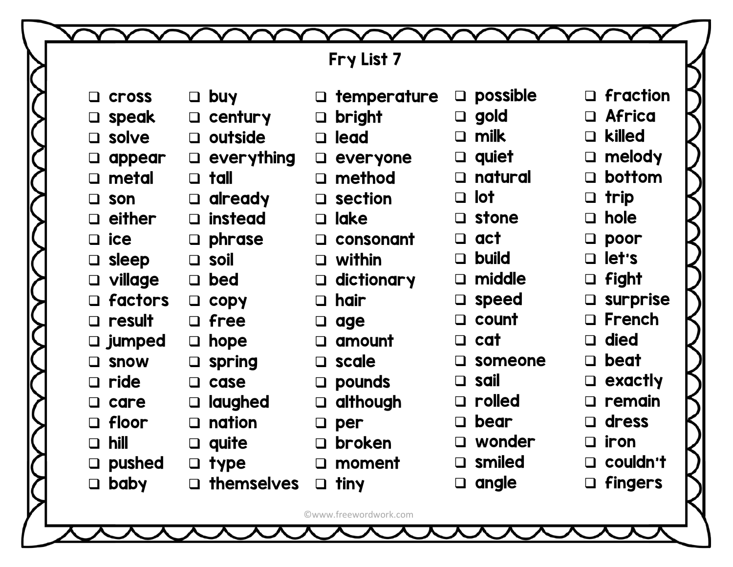# Fry List 7

- [ ] cross
- [ ] speak
- [ ] solve
- [ ] appear
- [ ] metal
- [ ] son
- [ ] either
- [ ] ice
- [ ] sleep
- [ ] village
- [ ] factors
- [ ] result
- [ ] jumped
- [ ] snow
- [ ] ride
- [ ] care
- [ ] floor
- [ ] hill
- [ ] pushed
- [ ] baby
- [ ] buy
- [ ] century
- [ ] outside
- [ ] everything
- [ ] tall
- [ ] already
- [ ] instead
- [ ] phrase
- [ ] soil
- [ ] bed
- [ ] copy
- [ ] free
- [ ] hope
- [ ] spring
- [ ] case
- [ ] laughed
- [ ] nation
- [ ] quite
- [ ] type
- [ ] themselves
- [ ] temperature
- [ ] bright
- [ ] lead
- [ ] everyone
- [ ] method
- [ ] section
- [ ] lake
- [ ] consonant
- [ ] within
- [ ] dictionary
- [ ] hair
- [ ] age
- [ ] amount
- [ ] scale
- [ ] pounds
- [ ] although
- [ ] per
- [ ] broken
- [ ] moment
- [ ] tiny
- [ ] possible
- [ ] gold
- [ ] milk
- [ ] quiet
- [ ] natural
- [ ] lot
- [ ] stone
- [ ] act
- [ ] build
- [ ] middle
- [ ] speed
- [ ] count
- [ ] cat
- [ ] someone
- [ ] sail
- [ ] rolled
- [ ] bear
- [ ] wonder
- [ ] smiled
- [ ] angle
- [ ] fraction
- [ ] Africa
- [ ] killed
- [ ] melody
- [ ] bottom
- [ ] trip
- [ ] hole
- [ ] poor
- [ ] let's
- [ ] fight
- [ ] surprise
- [ ] French
- [ ] died
- [ ] beat
- [ ] exactly
- [ ] remain
- [ ] dress
- [ ] iron
- [ ] couldn't
- [ ] fingers

©www.freewordwork.com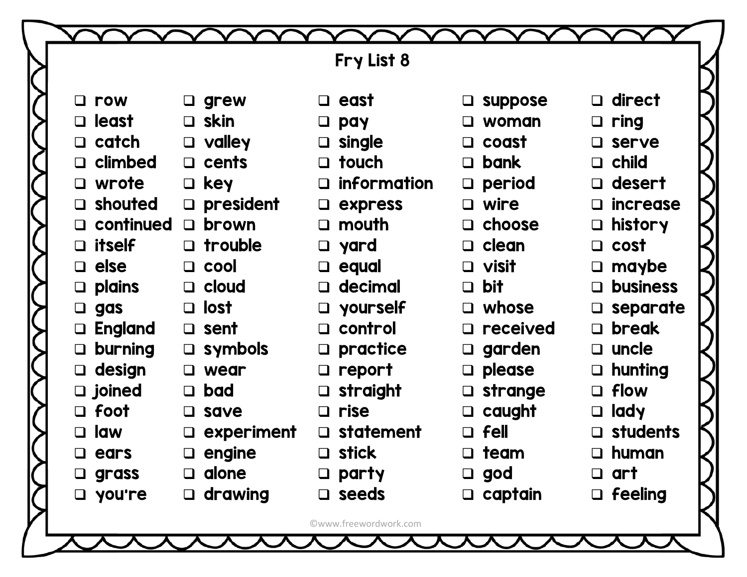# Fry List 8

- [ ] row
- [ ] least
- [ ] catch
- [ ] climbed
- [ ] wrote
- [ ] shouted
- [ ] continued
- [ ] itself
- [ ] else
- [ ] plains
- [ ] gas
- [ ] England
- [ ] burning
- [ ] design
- [ ] joined
- [ ] foot
- [ ] law
- [ ] ears
- [ ] grass
- [ ] you're
- [ ] grew
- [ ] skin
- [ ] valley
- [ ] cents
- [ ] key
- [ ] president
- [ ] brown
- [ ] trouble
- [ ] cool
- [ ] cloud
- [ ] lost
- [ ] sent
- [ ] symbols
- [ ] wear
- [ ] bad
- [ ] save
- [ ] experiment
- [ ] engine
- [ ] alone
- [ ] drawing
- [ ] east
- [ ] pay
- [ ] single
- [ ] touch
- [ ] information
- [ ] express
- [ ] mouth
- [ ] yard
- [ ] equal
- [ ] decimal
- [ ] yourself
- [ ] control
- [ ] practice
- [ ] report
- [ ] straight
- [ ] rise
- [ ] statement
- [ ] stick
- [ ] party
- [ ] seeds
- [ ] suppose
- [ ] woman
- [ ] coast
- [ ] bank
- [ ] period
- [ ] wire
- [ ] choose
- [ ] clean
- [ ] visit
- [ ] bit
- [ ] whose
- [ ] received
- [ ] garden
- [ ] please
- [ ] strange
- [ ] caught
- [ ] fell
- [ ] team
- [ ] god
- [ ] captain
- [ ] direct
- [ ] ring
- [ ] serve
- [ ] child
- [ ] desert
- [ ] increase
- [ ] history
- [ ] cost
- [ ] maybe
- [ ] business
- [ ] separate
- [ ] break
- [ ] uncle
- [ ] hunting
- [ ] flow
- [ ] lady
- [ ] students
- [ ] human
- [ ] art
- [ ] feeling

©www.freewordwork.com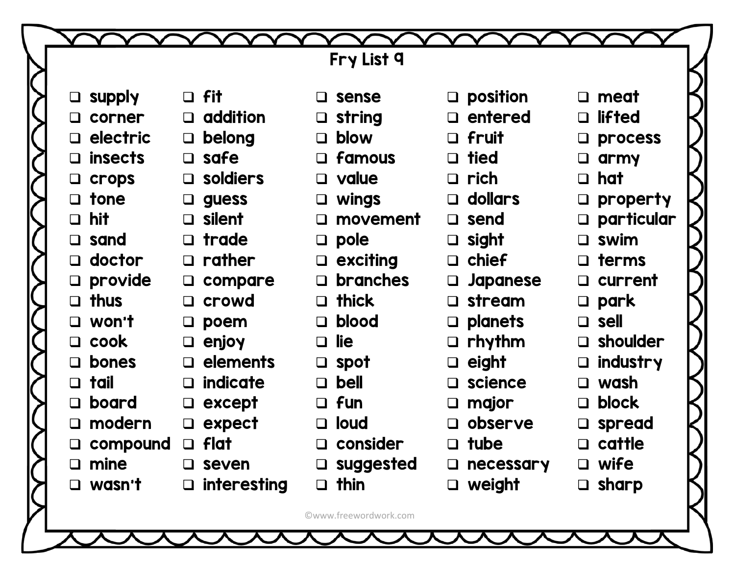# Fry List 9

- [ ] supply
- [ ] corner
- [ ] electric
- [ ] insects
- [ ] crops
- [ ] tone
- [ ] hit
- [ ] sand
- [ ] doctor
- [ ] provide
- [ ] thus
- [ ] won't
- [ ] cook
- [ ] bones
- [ ] tail
- [ ] board
- [ ] modern
- [ ] compound
- [ ] mine
- [ ] wasn't
- [ ] fit
- [ ] addition
- [ ] belong
- [ ] safe
- [ ] soldiers
- [ ] guess
- [ ] silent
- [ ] trade
- [ ] rather
- [ ] compare
- [ ] crowd
- [ ] poem
- [ ] enjoy
- [ ] elements
- [ ] indicate
- [ ] except
- [ ] expect
- [ ] flat
- [ ] seven
- [ ] interesting
- [ ] sense
- [ ] string
- [ ] blow
- [ ] famous
- [ ] value
- [ ] wings
- [ ] movement
- [ ] pole
- [ ] exciting
- [ ] branches
- [ ] thick
- [ ] blood
- [ ] lie
- [ ] spot
- [ ] bell
- [ ] fun
- [ ] loud
- [ ] consider
- [ ] suggested
- [ ] thin
- [ ] position
- [ ] entered
- [ ] fruit
- [ ] tied
- [ ] rich
- [ ] dollars
- [ ] send
- [ ] sight
- [ ] chief
- [ ] Japanese
- [ ] stream
- [ ] planets
- [ ] rhythm
- [ ] eight
- [ ] science
- [ ] major
- [ ] observe
- [ ] tube
- [ ] necessary
- [ ] weight
- [ ] meat
- [ ] lifted
- [ ] process
- [ ] army
- [ ] hat
- [ ] property
- [ ] particular
- [ ] swim
- [ ] terms
- [ ] current
- [ ] park
- [ ] sell
- [ ] shoulder
- [ ] industry
- [ ] wash
- [ ] block
- [ ] spread
- [ ] cattle
- [ ] wife
- [ ] sharp

©www.freewordwork.com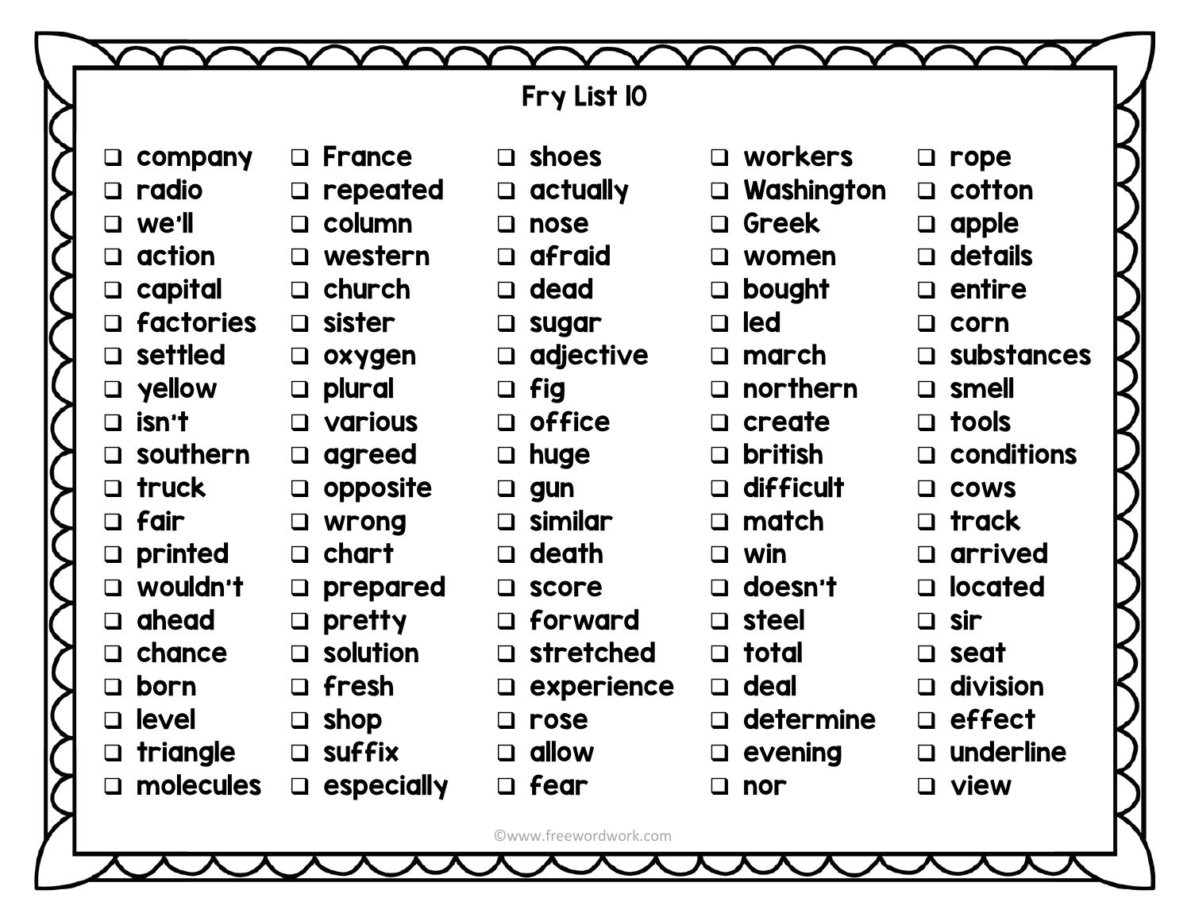# Fry List 10

- ❑ company
- ❑ radio
- ❑ we'll
- ❑ action
- ❑ capital
- ❑ factories
- ❑ settled
- ❑ yellow
- ❑ isn't
- ❑ southern
- ❑ truck
- ❑ fair
- ❑ printed
- ❑ wouldn't
- ❑ ahead
- ❑ chance
- ❑ born
- ❑ level
- ❑ triangle
- ❑ molecules
- ❑ France
- ❑ repeated
- ❑ column
- ❑ western
- ❑ church
- ❑ sister
- ❑ oxygen
- ❑ plural
- ❑ various
- ❑ agreed
- ❑ opposite
- ❑ wrong
- ❑ chart
- ❑ prepared
- ❑ pretty
- ❑ solution
- ❑ fresh
- ❑ shop
- ❑ suffix
- ❑ especially
- ❑ shoes
- ❑ actually
- ❑ nose
- ❑ afraid
- ❑ dead
- ❑ sugar
- ❑ adjective
- ❑ fig
- ❑ office
- ❑ huge
- ❑ gun
- ❑ similar
- ❑ death
- ❑ score
- ❑ forward
- ❑ stretched
- ❑ experience
- ❑ rose
- ❑ allow
- ❑ fear
- ❑ workers
- ❑ Washington
- ❑ Greek
- ❑ women
- ❑ bought
- ❑ led
- ❑ march
- ❑ northern
- ❑ create
- ❑ british
- ❑ difficult
- ❑ match
- ❑ win
- ❑ doesn't
- ❑ steel
- ❑ total
- ❑ deal
- ❑ determine
- ❑ evening
- ❑ nor
- ❑ rope
- ❑ cotton
- ❑ apple
- ❑ details
- ❑ entire
- ❑ corn
- ❑ substances
- ❑ smell
- ❑ tools
- ❑ conditions
- ❑ cows
- ❑ track
- ❑ arrived
- ❑ located
- ❑ sir
- ❑ seat
- ❑ division
- ❑ effect
- ❑ underline
- ❑ view

©www.freewordwork.com